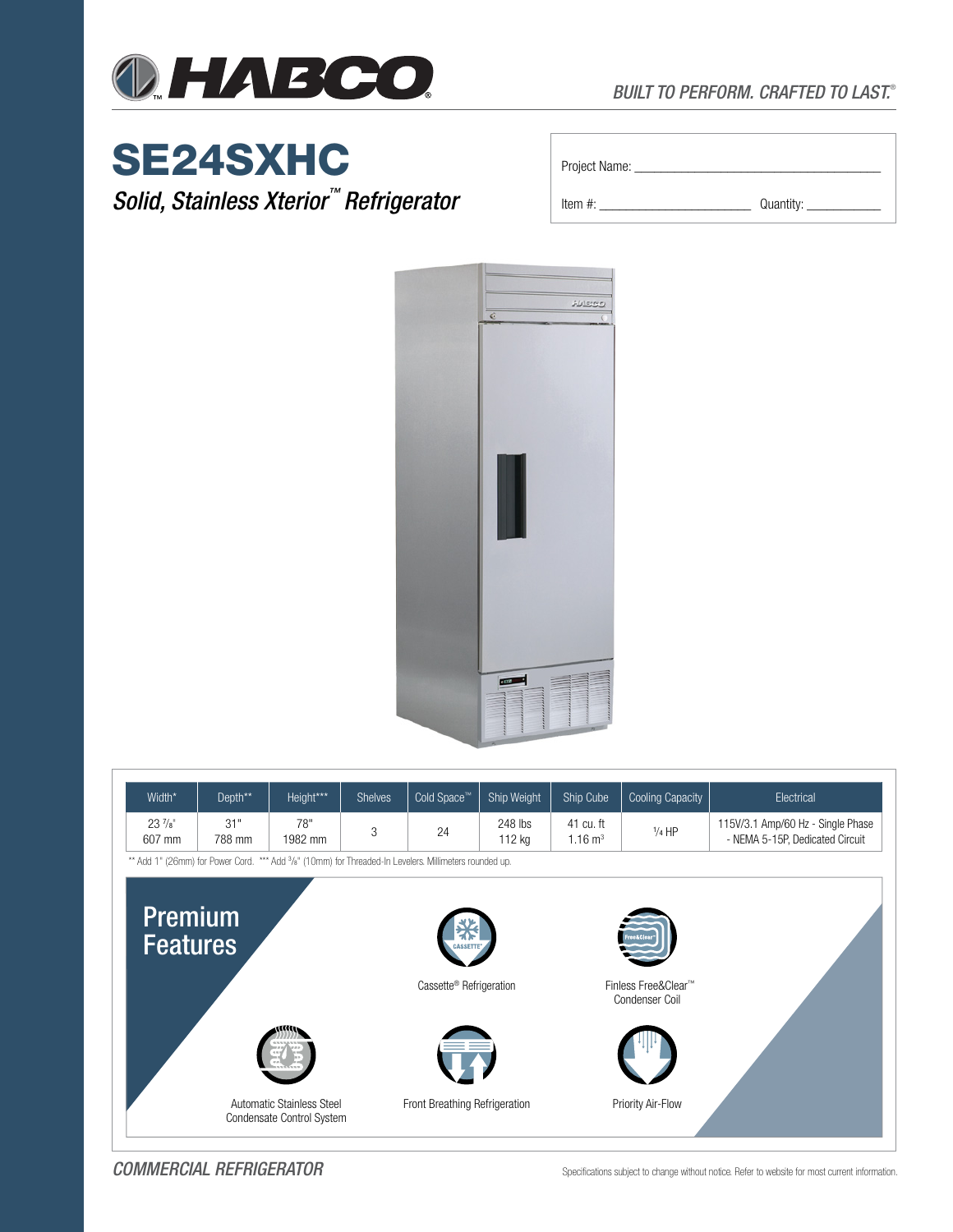HABCO

*BUILT TO PERFORM. CRAFTED TO LAST.®*

# SE24SXHC

## *Solid, Stainless Xterior™ Refrigerator*

Project Name: ____________________

Item #: ______________ Quantity: __________

| Width* | Depth** | Height*** | Shelves | Cold Space™ | Ship Weight | Ship Cube | Cooling Capacity | Electrical |
|---|---|---|---|---|---|---|---|---|
| 23 ⁷⁄₈" 607 mm | 31" 788 mm | 78" 1982 mm | 3 | 24 | 248 lbs 112 kg | 41 cu. ft 1.16 $m^3$ | ¹⁄₄ HP | 115V/3.1 Amp/60 Hz - Single Phase - NEMA 5-15P, Dedicated Circuit |

** Add 1" (26mm) for Power Cord. *** Add ³⁄₈" (10mm) for Threaded-In Levelers. Millimeters rounded up.

## Premium Features

- Cassette® Refrigeration
- Finless Free&Clear™ Condenser Coil
- Automatic Stainless Steel Condensate Control System
- Front Breathing Refrigeration
- Priority Air-Flow

*COMMERCIAL REFRIGERATOR*

Specifications subject to change without notice. Refer to website for most current information.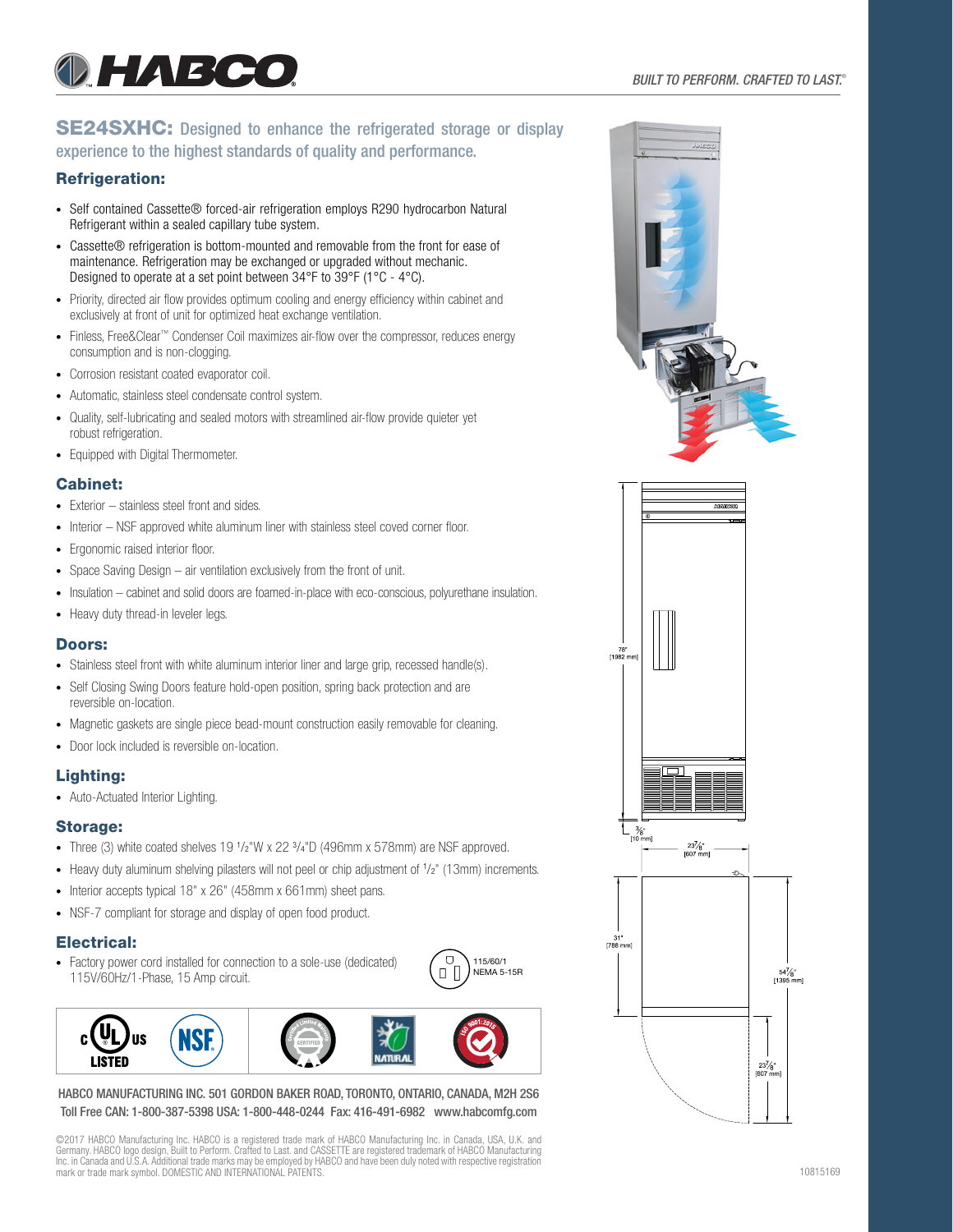# HABCO

*BUILT TO PERFORM. CRAFTED TO LAST.®*

## SE24SXHC: Designed to enhance the refrigerated storage or display experience to the highest standards of quality and performance.

### Refrigeration:

- Self contained Cassette® forced-air refrigeration employs R290 hydrocarbon Natural Refrigerant within a sealed capillary tube system.
- Cassette® refrigeration is bottom-mounted and removable from the front for ease of maintenance. Refrigeration may be exchanged or upgraded without mechanic. Designed to operate at a set point between 34°F to 39°F (1°C - 4°C).
- Priority, directed air flow provides optimum cooling and energy efficiency within cabinet and exclusively at front of unit for optimized heat exchange ventilation.
- Finless, Free&Clear™ Condenser Coil maximizes air-flow over the compressor, reduces energy consumption and is non-clogging.
- Corrosion resistant coated evaporator coil.
- Automatic, stainless steel condensate control system.
- Quality, self-lubricating and sealed motors with streamlined air-flow provide quieter yet robust refrigeration.
- Equipped with Digital Thermometer.

### Cabinet:

- Exterior – stainless steel front and sides.
- Interior – NSF approved white aluminum liner with stainless steel coved corner floor.
- Ergonomic raised interior floor.
- Space Saving Design – air ventilation exclusively from the front of unit.
- Insulation – cabinet and solid doors are foamed-in-place with eco-conscious, polyurethane insulation.
- Heavy duty thread-in leveler legs.

### Doors:

- Stainless steel front with white aluminum interior liner and large grip, recessed handle(s).
- Self Closing Swing Doors feature hold-open position, spring back protection and are reversible on-location.
- Magnetic gaskets are single piece bead-mount construction easily removable for cleaning.
- Door lock included is reversible on-location.

### Lighting:

- Auto-Actuated Interior Lighting.

### Storage:

- Three (3) white coated shelves 19 1/2"W x 22 3/4"D (496mm x 578mm) are NSF approved.
- Heavy duty aluminum shelving pilasters will not peel or chip adjustment of 1/2" (13mm) increments.
- Interior accepts typical 18" x 26" (458mm x 661mm) sheet pans.
- NSF-7 compliant for storage and display of open food product.

### Electrical:

- Factory power cord installed for connection to a sole-use (dedicated) 115V/60Hz/1-Phase, 15 Amp circuit.

115/60/1
NEMA 5-15R

78"
[1982 mm]

3/8"
[10 mm]

23 7/8"
[607 mm]

31"
[788 mm]

54 7/8"
[1395 mm]

23 7/8"
[607 mm]

HABCO MANUFACTURING INC. 501 GORDON BAKER ROAD, TORONTO, ONTARIO, CANADA, M2H 2S6
Toll Free CAN: 1-800-387-5398 USA: 1-800-448-0244 Fax: 416-491-6982 www.habcomfg.com

©2017 HABCO Manufacturing Inc. HABCO is a registered trade mark of HABCO Manufacturing Inc. in Canada, USA, U.K. and Germany. HABCO logo design, Built to Perform. Crafted to Last. and CASSETTE are registered trademark of HABCO Manufacturing Inc. in Canada and U.S.A. Additional trade marks may be employed by HABCO and have been duly noted with respective registration mark or trade mark symbol. DOMESTIC AND INTERNATIONAL PATENTS.

10815169